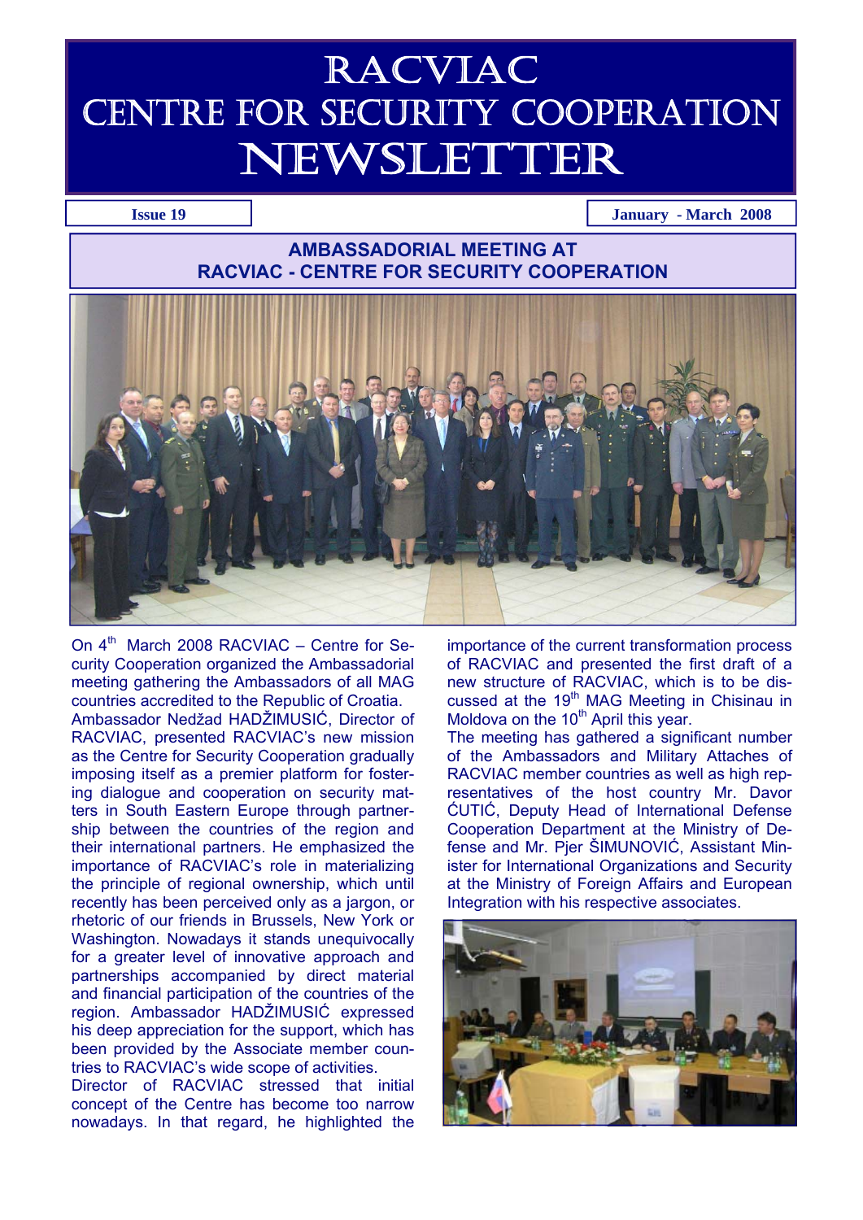# RACVIAC
# CENTRE FOR SECURITY COOPERATION
# NEWSLETTER

**Issue 19** | **January - March 2008**

## AMBASSADORIAL MEETING AT RACVIAC - CENTRE FOR SECURITY COOPERATION

On 4th March 2008 RACVIAC – Centre for Security Cooperation organized the Ambassadorial meeting gathering the Ambassadors of all MAG countries accredited to the Republic of Croatia.

Ambassador Nedžad HADŽIMUSIĆ, Director of RACVIAC, presented RACVIAC's new mission as the Centre for Security Cooperation gradually imposing itself as a premier platform for fostering dialogue and cooperation on security matters in South Eastern Europe through partnership between the countries of the region and their international partners. He emphasized the importance of RACVIAC's role in materializing the principle of regional ownership, which until recently has been perceived only as a jargon, or rhetoric of our friends in Brussels, New York or Washington. Nowadays it stands unequivocally for a greater level of innovative approach and partnerships accompanied by direct material and financial participation of the countries of the region. Ambassador HADŽIMUSIĆ expressed his deep appreciation for the support, which has been provided by the Associate member countries to RACVIAC's wide scope of activities.

Director of RACVIAC stressed that initial concept of the Centre has become too narrow nowadays. In that regard, he highlighted the importance of the current transformation process of RACVIAC and presented the first draft of a new structure of RACVIAC, which is to be discussed at the 19th MAG Meeting in Chisinau in Moldova on the 10th April this year.

The meeting has gathered a significant number of the Ambassadors and Military Attaches of RACVIAC member countries as well as high representatives of the host country Mr. Davor ĆUTIĆ, Deputy Head of International Defense Cooperation Department at the Ministry of Defense and Mr. Pjer ŠIMUNOVIĆ, Assistant Minister for International Organizations and Security at the Ministry of Foreign Affairs and European Integration with his respective associates.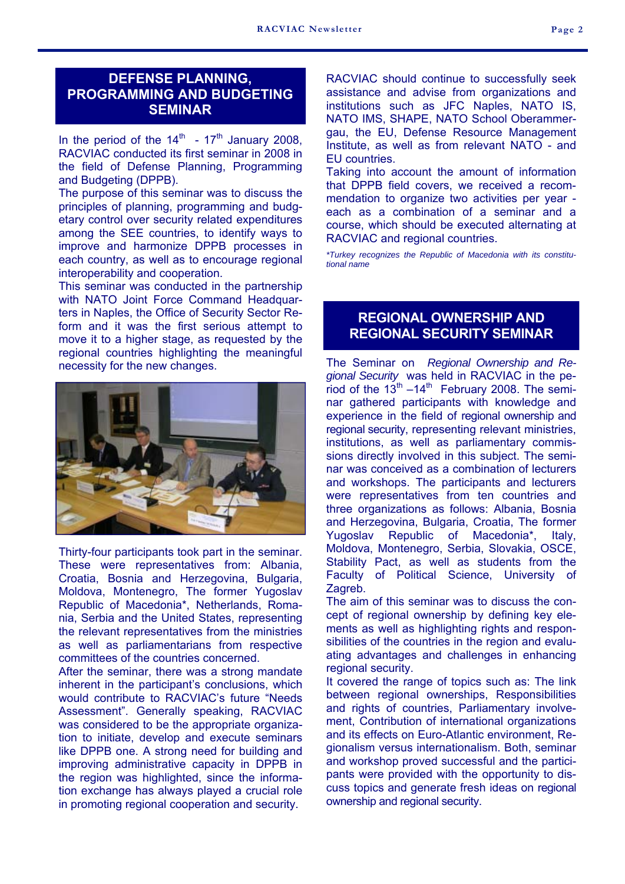## DEFENSE PLANNING, PROGRAMMING AND BUDGETING SEMINAR

In the period of the 14th - 17th January 2008, RACVIAC conducted its first seminar in 2008 in the field of Defense Planning, Programming and Budgeting (DPPB).

The purpose of this seminar was to discuss the principles of planning, programming and budgetary control over security related expenditures among the SEE countries, to identify ways to improve and harmonize DPPB processes in each country, as well as to encourage regional interoperability and cooperation.

This seminar was conducted in the partnership with NATO Joint Force Command Headquarters in Naples, the Office of Security Sector Reform and it was the first serious attempt to move it to a higher stage, as requested by the regional countries highlighting the meaningful necessity for the new changes.

Thirty-four participants took part in the seminar. These were representatives from: Albania, Croatia, Bosnia and Herzegovina, Bulgaria, Moldova, Montenegro, The former Yugoslav Republic of Macedonia*, Netherlands, Romania, Serbia and the United States, representing the relevant representatives from the ministries as well as parliamentarians from respective committees of the countries concerned.

After the seminar, there was a strong mandate inherent in the participant's conclusions, which would contribute to RACVIAC's future "Needs Assessment". Generally speaking, RACVIAC was considered to be the appropriate organization to initiate, develop and execute seminars like DPPB one. A strong need for building and improving administrative capacity in DPPB in the region was highlighted, since the information exchange has always played a crucial role in promoting regional cooperation and security.

RACVIAC should continue to successfully seek assistance and advise from organizations and institutions such as JFC Naples, NATO IS, NATO IMS, SHAPE, NATO School Oberammergau, the EU, Defense Resource Management Institute, as well as from relevant NATO - and EU countries.

Taking into account the amount of information that DPPB field covers, we received a recommendation to organize two activities per year - each as a combination of a seminar and a course, which should be executed alternating at RACVIAC and regional countries.

*\*Turkey recognizes the Republic of Macedonia with its constitutional name*

## REGIONAL OWNERSHIP AND REGIONAL SECURITY SEMINAR

The Seminar on *Regional Ownership and Regional Security* was held in RACVIAC in the period of the 13th –14th February 2008. The seminar gathered participants with knowledge and experience in the field of regional ownership and regional security, representing relevant ministries, institutions, as well as parliamentary commissions directly involved in this subject. The seminar was conceived as a combination of lecturers and workshops. The participants and lecturers were representatives from ten countries and three organizations as follows: Albania, Bosnia and Herzegovina, Bulgaria, Croatia, The former Yugoslav Republic of Macedonia*, Italy, Moldova, Montenegro, Serbia, Slovakia, OSCE, Stability Pact, as well as students from the Faculty of Political Science, University of Zagreb.

The aim of this seminar was to discuss the concept of regional ownership by defining key elements as well as highlighting rights and responsibilities of the countries in the region and evaluating advantages and challenges in enhancing regional security.

It covered the range of topics such as: The link between regional ownerships, Responsibilities and rights of countries, Parliamentary involvement, Contribution of international organizations and its effects on Euro-Atlantic environment, Regionalism versus internationalism. Both, seminar and workshop proved successful and the participants were provided with the opportunity to discuss topics and generate fresh ideas on regional ownership and regional security.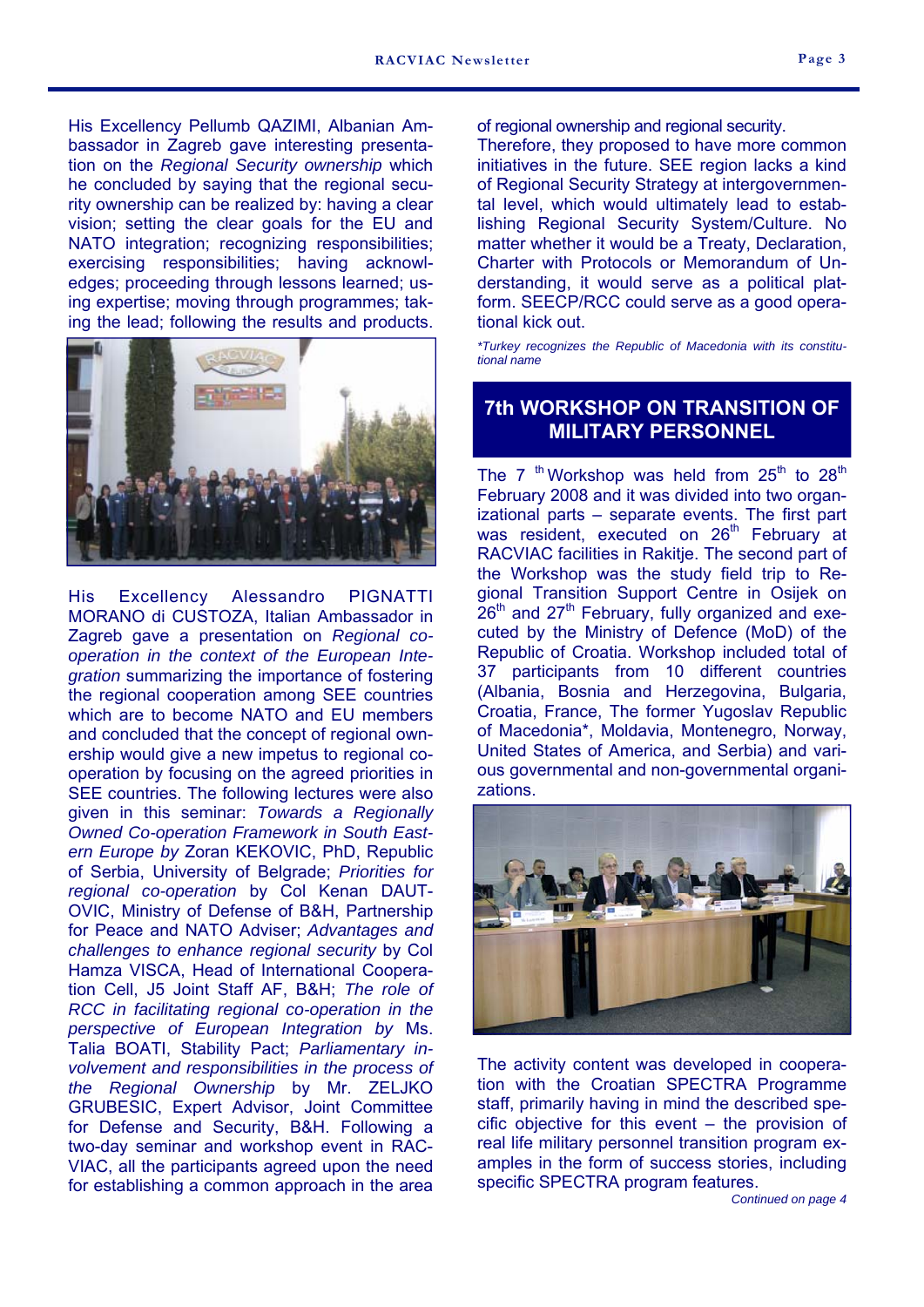His Excellency Pellumb QAZIMI, Albanian Ambassador in Zagreb gave interesting presentation on the *Regional Security ownership* which he concluded by saying that the regional security ownership can be realized by: having a clear vision; setting the clear goals for the EU and NATO integration; recognizing responsibilities; exercising responsibilities; having acknowledges; proceeding through lessons learned; using expertise; moving through programmes; taking the lead; following the results and products.

His Excellency Alessandro PIGNATTI MORANO di CUSTOZA, Italian Ambassador in Zagreb gave a presentation on *Regional co-operation in the context of the European Integration* summarizing the importance of fostering the regional cooperation among SEE countries which are to become NATO and EU members and concluded that the concept of regional ownership would give a new impetus to regional co-operation by focusing on the agreed priorities in SEE countries. The following lectures were also given in this seminar: *Towards a Regionally Owned Co-operation Framework in South Eastern Europe by* Zoran KEKOVIC, PhD, Republic of Serbia, University of Belgrade; *Priorities for regional co-operation* by Col Kenan DAUTOVIC, Ministry of Defense of B&H, Partnership for Peace and NATO Adviser; *Advantages and challenges to enhance regional security* by Col Hamza VISCA, Head of International Cooperation Cell, J5 Joint Staff AF, B&H; *The role of RCC in facilitating regional co-operation in the perspective of European Integration by* Ms. Talia BOATI, Stability Pact; *Parliamentary involvement and responsibilities in the process of the Regional Ownership* by Mr. ZELJKO GRUBESIC, Expert Advisor, Joint Committee for Defense and Security, B&H. Following a two-day seminar and workshop event in RACVIAC, all the participants agreed upon the need for establishing a common approach in the area of regional ownership and regional security.

Therefore, they proposed to have more common initiatives in the future. SEE region lacks a kind of Regional Security Strategy at intergovernmental level, which would ultimately lead to establishing Regional Security System/Culture. No matter whether it would be a Treaty, Declaration, Charter with Protocols or Memorandum of Understanding, it would serve as a political platform. SEECP/RCC could serve as a good operational kick out.

*\*Turkey recognizes the Republic of Macedonia with its constitutional name*

## 7th WORKSHOP ON TRANSITION OF MILITARY PERSONNEL

The 7th Workshop was held from 25th to 28th February 2008 and it was divided into two organizational parts – separate events. The first part was resident, executed on 26th February at RACVIAC facilities in Rakitje. The second part of the Workshop was the study field trip to Regional Transition Support Centre in Osijek on 26th and 27th February, fully organized and executed by the Ministry of Defence (MoD) of the Republic of Croatia. Workshop included total of 37 participants from 10 different countries (Albania, Bosnia and Herzegovina, Bulgaria, Croatia, France, The former Yugoslav Republic of Macedonia\*, Moldavia, Montenegro, Norway, United States of America, and Serbia) and various governmental and non-governmental organizations.

The activity content was developed in cooperation with the Croatian SPECTRA Programme staff, primarily having in mind the described specific objective for this event – the provision of real life military personnel transition program examples in the form of success stories, including specific SPECTRA program features.

*Continued on page 4*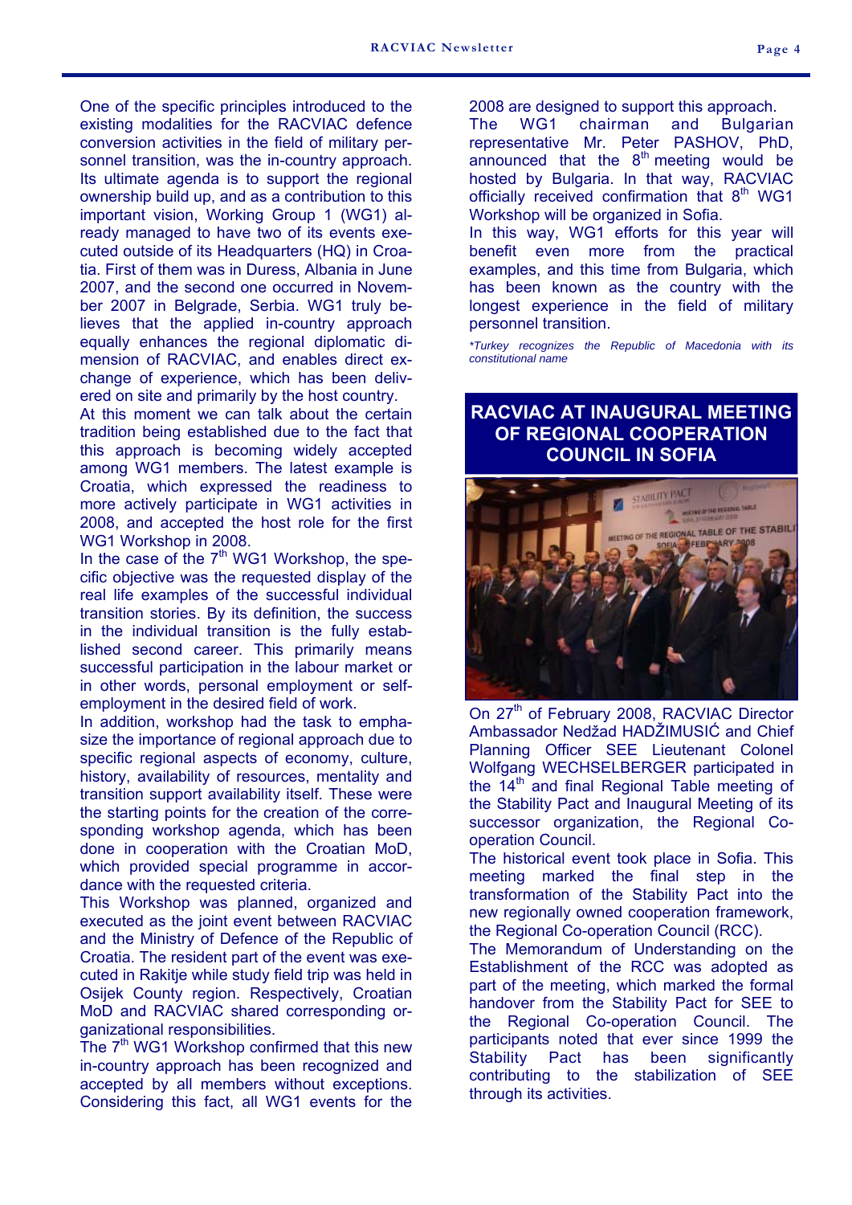One of the specific principles introduced to the existing modalities for the RACVIAC defence conversion activities in the field of military personnel transition, was the in-country approach. Its ultimate agenda is to support the regional ownership build up, and as a contribution to this important vision, Working Group 1 (WG1) already managed to have two of its events executed outside of its Headquarters (HQ) in Croatia. First of them was in Duress, Albania in June 2007, and the second one occurred in November 2007 in Belgrade, Serbia. WG1 truly believes that the applied in-country approach equally enhances the regional diplomatic dimension of RACVIAC, and enables direct exchange of experience, which has been delivered on site and primarily by the host country.

At this moment we can talk about the certain tradition being established due to the fact that this approach is becoming widely accepted among WG1 members. The latest example is Croatia, which expressed the readiness to more actively participate in WG1 activities in 2008, and accepted the host role for the first WG1 Workshop in 2008.

In the case of the 7th WG1 Workshop, the specific objective was the requested display of the real life examples of the successful individual transition stories. By its definition, the success in the individual transition is the fully established second career. This primarily means successful participation in the labour market or in other words, personal employment or self-employment in the desired field of work.

In addition, workshop had the task to emphasize the importance of regional approach due to specific regional aspects of economy, culture, history, availability of resources, mentality and transition support availability itself. These were the starting points for the creation of the corresponding workshop agenda, which has been done in cooperation with the Croatian MoD, which provided special programme in accordance with the requested criteria.

This Workshop was planned, organized and executed as the joint event between RACVIAC and the Ministry of Defence of the Republic of Croatia. The resident part of the event was executed in Rakitje while study field trip was held in Osijek County region. Respectively, Croatian MoD and RACVIAC shared corresponding organizational responsibilities.

The 7th WG1 Workshop confirmed that this new in-country approach has been recognized and accepted by all members without exceptions. Considering this fact, all WG1 events for the 2008 are designed to support this approach.

The WG1 chairman and Bulgarian representative Mr. Peter PASHOV, PhD, announced that the 8th meeting would be hosted by Bulgaria. In that way, RACVIAC officially received confirmation that 8th WG1 Workshop will be organized in Sofia.

In this way, WG1 efforts for this year will benefit even more from the practical examples, and this time from Bulgaria, which has been known as the country with the longest experience in the field of military personnel transition.

*\*Turkey recognizes the Republic of Macedonia with its constitutional name*

## RACVIAC AT INAUGURAL MEETING OF REGIONAL COOPERATION COUNCIL IN SOFIA

On 27th of February 2008, RACVIAC Director Ambassador Nedžad HADŽIMUSIĆ and Chief Planning Officer SEE Lieutenant Colonel Wolfgang WECHSELBERGER participated in the 14th and final Regional Table meeting of the Stability Pact and Inaugural Meeting of its successor organization, the Regional Co-operation Council.

The historical event took place in Sofia. This meeting marked the final step in the transformation of the Stability Pact into the new regionally owned cooperation framework, the Regional Co-operation Council (RCC).

The Memorandum of Understanding on the Establishment of the RCC was adopted as part of the meeting, which marked the formal handover from the Stability Pact for SEE to the Regional Co-operation Council. The participants noted that ever since 1999 the Stability Pact has been significantly contributing to the stabilization of SEE through its activities.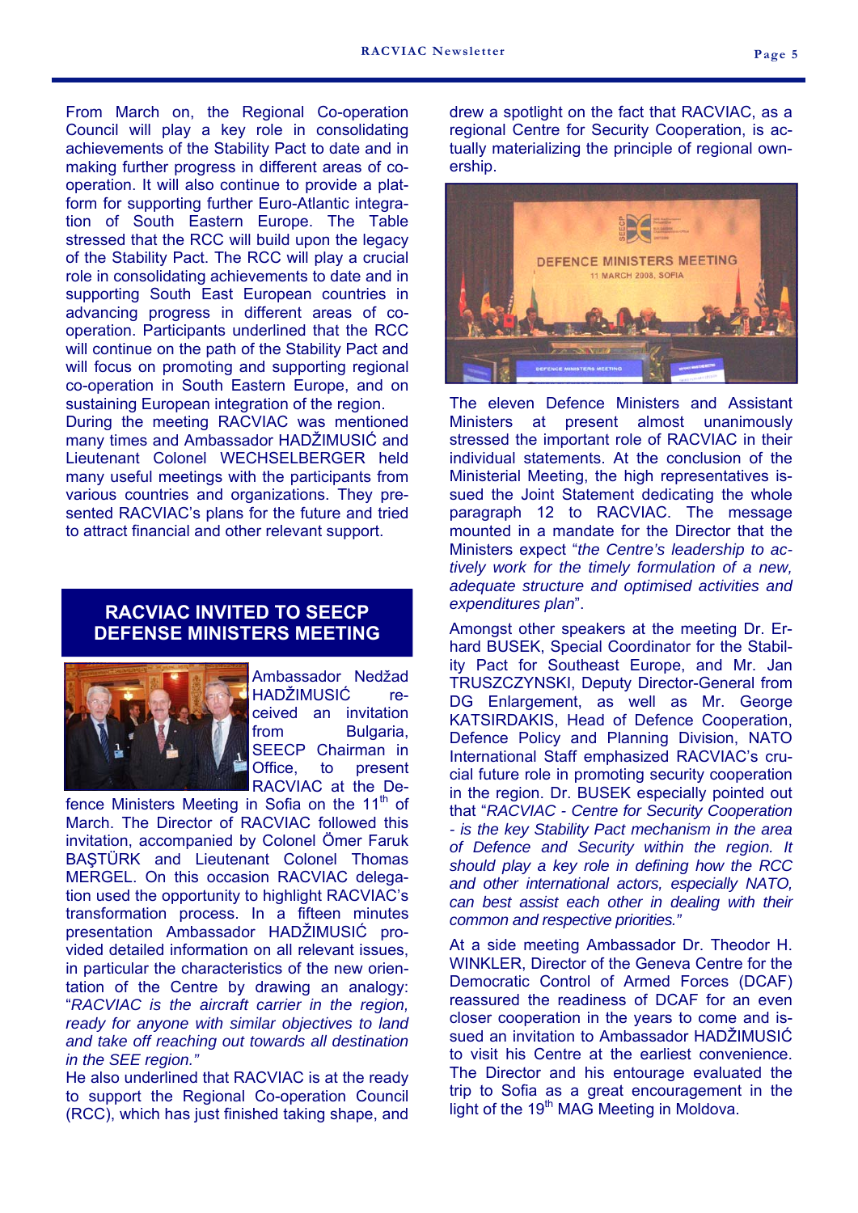From March on, the Regional Co-operation Council will play a key role in consolidating achievements of the Stability Pact to date and in making further progress in different areas of co-operation. It will also continue to provide a platform for supporting further Euro-Atlantic integration of South Eastern Europe. The Table stressed that the RCC will build upon the legacy of the Stability Pact. The RCC will play a crucial role in consolidating achievements to date and in supporting South East European countries in advancing progress in different areas of co-operation. Participants underlined that the RCC will continue on the path of the Stability Pact and will focus on promoting and supporting regional co-operation in South Eastern Europe, and on sustaining European integration of the region.

During the meeting RACVIAC was mentioned many times and Ambassador HADŽIMUSIĆ and Lieutenant Colonel WECHSELBERGER held many useful meetings with the participants from various countries and organizations. They presented RACVIAC's plans for the future and tried to attract financial and other relevant support.

## RACVIAC INVITED TO SEECP DEFENSE MINISTERS MEETING

Ambassador Nedžad HADŽIMUSIĆ received an invitation from Bulgaria, SEECP Chairman in Office, to present RACVIAC at the Defence Ministers Meeting in Sofia on the 11th of March. The Director of RACVIAC followed this invitation, accompanied by Colonel Ömer Faruk BAŞTÜRK and Lieutenant Colonel Thomas MERGEL. On this occasion RACVIAC delegation used the opportunity to highlight RACVIAC's transformation process. In a fifteen minutes presentation Ambassador HADŽIMUSIĆ provided detailed information on all relevant issues, in particular the characteristics of the new orientation of the Centre by drawing an analogy: "*RACVIAC is the aircraft carrier in the region, ready for anyone with similar objectives to land and take off reaching out towards all destination in the SEE region.*"

He also underlined that RACVIAC is at the ready to support the Regional Co-operation Council (RCC), which has just finished taking shape, and drew a spotlight on the fact that RACVIAC, as a regional Centre for Security Cooperation, is actually materializing the principle of regional ownership.

The eleven Defence Ministers and Assistant Ministers at present almost unanimously stressed the important role of RACVIAC in their individual statements. At the conclusion of the Ministerial Meeting, the high representatives issued the Joint Statement dedicating the whole paragraph 12 to RACVIAC. The message mounted in a mandate for the Director that the Ministers expect "*the Centre's leadership to actively work for the timely formulation of a new, adequate structure and optimised activities and expenditures plan*".

Amongst other speakers at the meeting Dr. Erhard BUSEK, Special Coordinator for the Stability Pact for Southeast Europe, and Mr. Jan TRUSZCZYNSKI, Deputy Director-General from DG Enlargement, as well as Mr. George KATSIRDAKIS, Head of Defence Cooperation, Defence Policy and Planning Division, NATO International Staff emphasized RACVIAC's crucial future role in promoting security cooperation in the region. Dr. BUSEK especially pointed out that "*RACVIAC - Centre for Security Cooperation - is the key Stability Pact mechanism in the area of Defence and Security within the region. It should play a key role in defining how the RCC and other international actors, especially NATO, can best assist each other in dealing with their common and respective priorities.*"

At a side meeting Ambassador Dr. Theodor H. WINKLER, Director of the Geneva Centre for the Democratic Control of Armed Forces (DCAF) reassured the readiness of DCAF for an even closer cooperation in the years to come and issued an invitation to Ambassador HADŽIMUSIĆ to visit his Centre at the earliest convenience. The Director and his entourage evaluated the trip to Sofia as a great encouragement in the light of the 19th MAG Meeting in Moldova.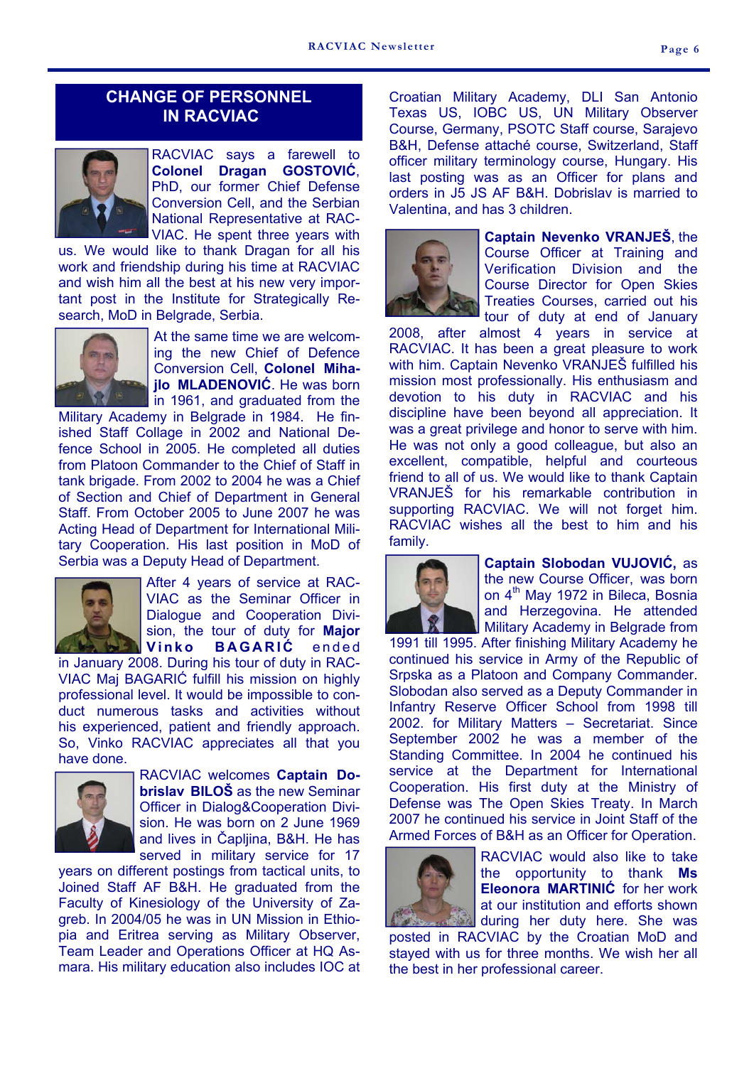## CHANGE OF PERSONNEL IN RACVIAC

RACVIAC says a farewell to **Colonel Dragan GOSTOVIĆ**, PhD, our former Chief Defense Conversion Cell, and the Serbian National Representative at RACVIAC. He spent three years with us. We would like to thank Dragan for all his work and friendship during his time at RACVIAC and wish him all the best at his new very important post in the Institute for Strategically Research, MoD in Belgrade, Serbia.

At the same time we are welcoming the new Chief of Defence Conversion Cell, **Colonel Mihajlo MLADENOVIĆ**. He was born in 1961, and graduated from the Military Academy in Belgrade in 1984. He finished Staff Collage in 2002 and National Defence School in 2005. He completed all duties from Platoon Commander to the Chief of Staff in tank brigade. From 2002 to 2004 he was a Chief of Section and Chief of Department in General Staff. From October 2005 to June 2007 he was Acting Head of Department for International Military Cooperation. His last position in MoD of Serbia was a Deputy Head of Department.

After 4 years of service at RACVIAC as the Seminar Officer in Dialogue and Cooperation Division, the tour of duty for **Major Vinko BAGARIĆ** ended in January 2008. During his tour of duty in RACVIAC Maj BAGARIĆ fulfill his mission on highly professional level. It would be impossible to conduct numerous tasks and activities without his experienced, patient and friendly approach. So, Vinko RACVIAC appreciates all that you have done.

RACVIAC welcomes **Captain Dobrislav BILOŠ** as the new Seminar Officer in Dialog&Cooperation Division. He was born on 2 June 1969 and lives in Čapljina, B&H. He has served in military service for 17 years on different postings from tactical units, to Joined Staff AF B&H. He graduated from the Faculty of Kinesiology of the University of Zagreb. In 2004/05 he was in UN Mission in Ethiopia and Eritrea serving as Military Observer, Team Leader and Operations Officer at HQ Asmara. His military education also includes IOC at Croatian Military Academy, DLI San Antonio Texas US, IOBC US, UN Military Observer Course, Germany, PSOTC Staff course, Sarajevo B&H, Defense attaché course, Switzerland, Staff officer military terminology course, Hungary. His last posting was as an Officer for plans and orders in J5 JS AF B&H. Dobrislav is married to Valentina, and has 3 children.

**Captain Nevenko VRANJEŠ**, the Course Officer at Training and Verification Division and the Course Director for Open Skies Treaties Courses, carried out his tour of duty at end of January 2008, after almost 4 years in service at RACVIAC. It has been a great pleasure to work with him. Captain Nevenko VRANJEŠ fulfilled his mission most professionally. His enthusiasm and devotion to his duty in RACVIAC and his discipline have been beyond all appreciation. It was a great privilege and honor to serve with him. He was not only a good colleague, but also an excellent, compatible, helpful and courteous friend to all of us. We would like to thank Captain VRANJEŠ for his remarkable contribution in supporting RACVIAC. We will not forget him. RACVIAC wishes all the best to him and his family.

**Captain Slobodan VUJOVIĆ,** as the new Course Officer, was born on 4th May 1972 in Bileca, Bosnia and Herzegovina. He attended Military Academy in Belgrade from 1991 till 1995. After finishing Military Academy he continued his service in Army of the Republic of Srpska as a Platoon and Company Commander. Slobodan also served as a Deputy Commander in Infantry Reserve Officer School from 1998 till 2002. for Military Matters – Secretariat. Since September 2002 he was a member of the Standing Committee. In 2004 he continued his service at the Department for International Cooperation. His first duty at the Ministry of Defense was The Open Skies Treaty. In March 2007 he continued his service in Joint Staff of the Armed Forces of B&H as an Officer for Operation.

RACVIAC would also like to take the opportunity to thank **Ms Eleonora MARTINIĆ** for her work at our institution and efforts shown during her duty here. She was posted in RACVIAC by the Croatian MoD and stayed with us for three months. We wish her all the best in her professional career.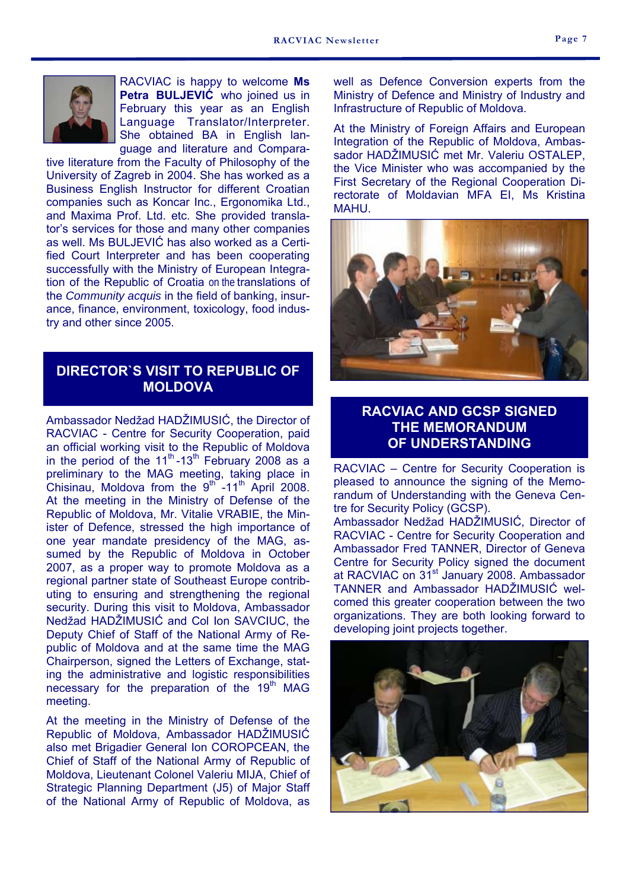RACVIAC is happy to welcome **Ms Petra BULJEVIĆ** who joined us in February this year as an English Language Translator/Interpreter. She obtained BA in English language and literature and Comparative literature from the Faculty of Philosophy of the University of Zagreb in 2004. She has worked as a Business English Instructor for different Croatian companies such as Koncar Inc., Ergonomika Ltd., and Maxima Prof. Ltd. etc. She provided translator's services for those and many other companies as well. Ms BULJEVIĆ has also worked as a Certified Court Interpreter and has been cooperating successfully with the Ministry of European Integration of the Republic of Croatia on the translations of the *Community acquis* in the field of banking, insurance, finance, environment, toxicology, food industry and other since 2005.

## DIRECTOR`S VISIT TO REPUBLIC OF MOLDOVA

Ambassador Nedžad HADŽIMUSIĆ, the Director of RACVIAC - Centre for Security Cooperation, paid an official working visit to the Republic of Moldova in the period of the 11th-13th February 2008 as a preliminary to the MAG meeting, taking place in Chisinau, Moldova from the 9th -11th April 2008. At the meeting in the Ministry of Defense of the Republic of Moldova, Mr. Vitalie VRABIE, the Minister of Defence, stressed the high importance of one year mandate presidency of the MAG, assumed by the Republic of Moldova in October 2007, as a proper way to promote Moldova as a regional partner state of Southeast Europe contributing to ensuring and strengthening the regional security. During this visit to Moldova, Ambassador Nedžad HADŽIMUSIĆ and Col Ion SAVCIUC, the Deputy Chief of Staff of the National Army of Republic of Moldova and at the same time the MAG Chairperson, signed the Letters of Exchange, stating the administrative and logistic responsibilities necessary for the preparation of the 19th MAG meeting.

At the meeting in the Ministry of Defense of the Republic of Moldova, Ambassador HADŽIMUSIĆ also met Brigadier General Ion COROPCEAN, the Chief of Staff of the National Army of Republic of Moldova, Lieutenant Colonel Valeriu MIJA, Chief of Strategic Planning Department (J5) of Major Staff of the National Army of Republic of Moldova, as well as Defence Conversion experts from the Ministry of Defence and Ministry of Industry and Infrastructure of Republic of Moldova.

At the Ministry of Foreign Affairs and European Integration of the Republic of Moldova, Ambassador HADŽIMUSIĆ met Mr. Valeriu OSTALEP, the Vice Minister who was accompanied by the First Secretary of the Regional Cooperation Directorate of Moldavian MFA EI, Ms Kristina MAHU.

## RACVIAC AND GCSP SIGNED THE MEMORANDUM OF UNDERSTANDING

RACVIAC – Centre for Security Cooperation is pleased to announce the signing of the Memorandum of Understanding with the Geneva Centre for Security Policy (GCSP).

Ambassador Nedžad HADŽIMUSIĆ, Director of RACVIAC - Centre for Security Cooperation and Ambassador Fred TANNER, Director of Geneva Centre for Security Policy signed the document at RACVIAC on 31st January 2008. Ambassador TANNER and Ambassador HADŽIMUSIĆ welcomed this greater cooperation between the two organizations. They are both looking forward to developing joint projects together.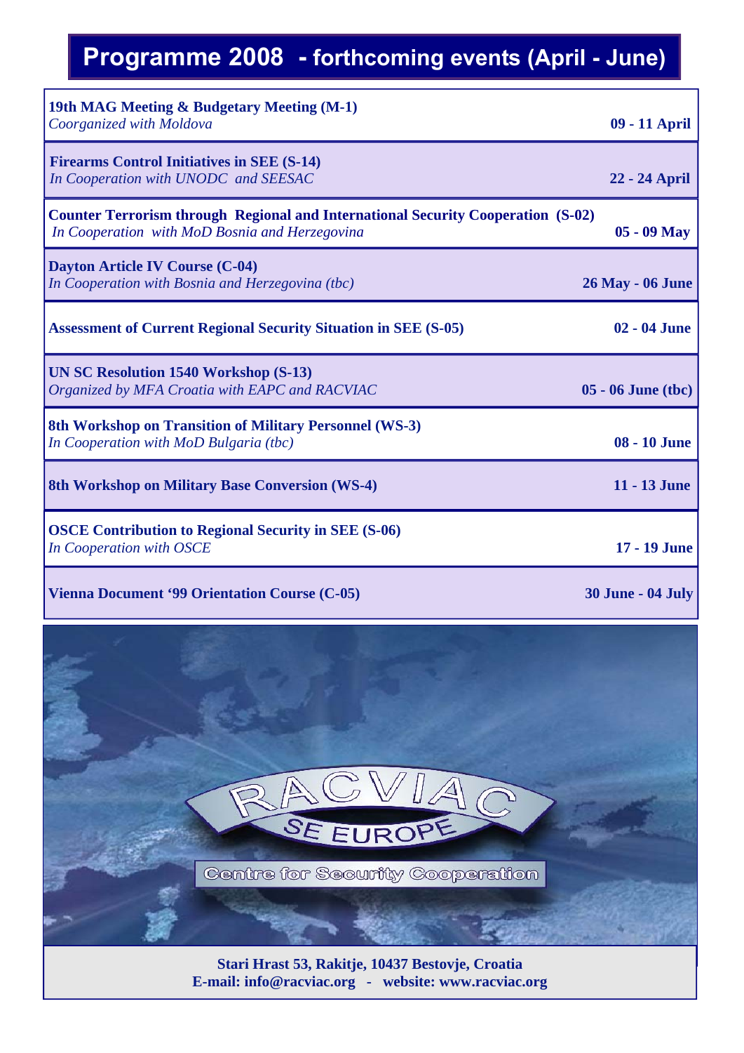# Programme 2008 - forthcoming events (April - June)

| | |
|---|---|
| **19th MAG Meeting & Budgetary Meeting (M-1)**<br>*Coorganized with Moldova* | **09 - 11 April** |
| **Firearms Control Initiatives in SEE (S-14)**<br>*In Cooperation with UNODC and SEESAC* | **22 - 24 April** |
| **Counter Terrorism through Regional and International Security Cooperation (S-02)**<br>*In Cooperation with MoD Bosnia and Herzegovina* | **05 - 09 May** |
| **Dayton Article IV Course (C-04)**<br>*In Cooperation with Bosnia and Herzegovina (tbc)* | **26 May - 06 June** |
| **Assessment of Current Regional Security Situation in SEE (S-05)** | **02 - 04 June** |
| **UN SC Resolution 1540 Workshop (S-13)**<br>*Organized by MFA Croatia with EAPC and RACVIAC* | **05 - 06 June (tbc)** |
| **8th Workshop on Transition of Military Personnel (WS-3)**<br>*In Cooperation with MoD Bulgaria (tbc)* | **08 - 10 June** |
| **8th Workshop on Military Base Conversion (WS-4)** | **11 - 13 June** |
| **OSCE Contribution to Regional Security in SEE (S-06)**<br>*In Cooperation with OSCE* | **17 - 19 June** |
| **Vienna Document '99 Orientation Course (C-05)** | **30 June - 04 July** |

RACVIAC SE EUROPE

Centre for Security Cooperation

**Stari Hrast 53, Rakitje, 10437 Bestovje, Croatia**
**E-mail: info@racviac.org - website: www.racviac.org**